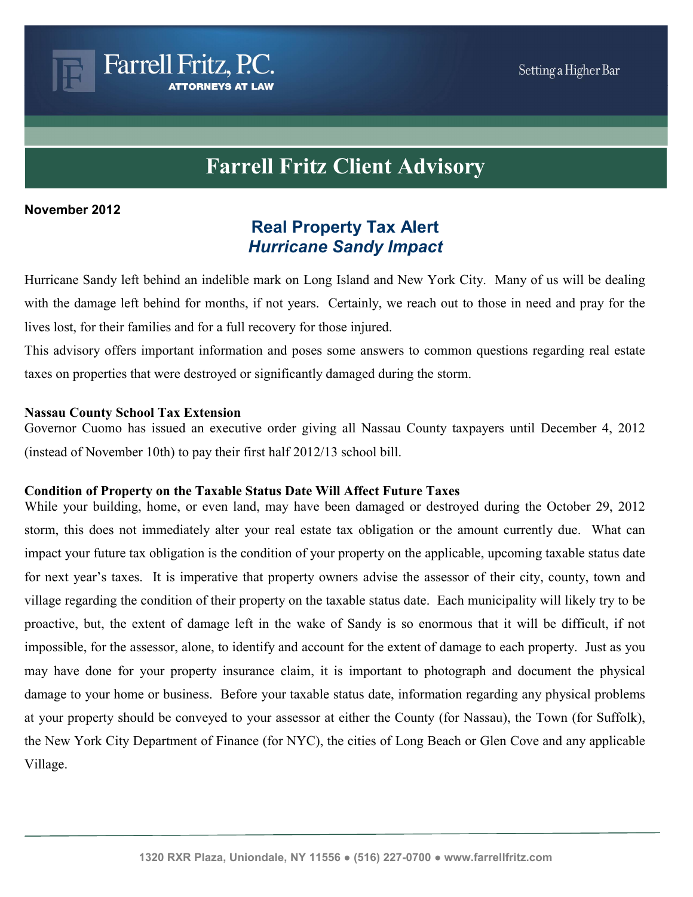# Farrell Fritz Client Advisory

**November 2012**

## Real Property Tax Alert
### *Hurricane Sandy Impact*

Hurricane Sandy left behind an indelible mark on Long Island and New York City. Many of us will be dealing with the damage left behind for months, if not years. Certainly, we reach out to those in need and pray for the lives lost, for their families and for a full recovery for those injured.

This advisory offers important information and poses some answers to common questions regarding real estate taxes on properties that were destroyed or significantly damaged during the storm.

**Nassau County School Tax Extension**

Governor Cuomo has issued an executive order giving all Nassau County taxpayers until December 4, 2012 (instead of November 10th) to pay their first half 2012/13 school bill.

**Condition of Property on the Taxable Status Date Will Affect Future Taxes**

While your building, home, or even land, may have been damaged or destroyed during the October 29, 2012 storm, this does not immediately alter your real estate tax obligation or the amount currently due. What can impact your future tax obligation is the condition of your property on the applicable, upcoming taxable status date for next year's taxes. It is imperative that property owners advise the assessor of their city, county, town and village regarding the condition of their property on the taxable status date. Each municipality will likely try to be proactive, but, the extent of damage left in the wake of Sandy is so enormous that it will be difficult, if not impossible, for the assessor, alone, to identify and account for the extent of damage to each property. Just as you may have done for your property insurance claim, it is important to photograph and document the physical damage to your home or business. Before your taxable status date, information regarding any physical problems at your property should be conveyed to your assessor at either the County (for Nassau), the Town (for Suffolk), the New York City Department of Finance (for NYC), the cities of Long Beach or Glen Cove and any applicable Village.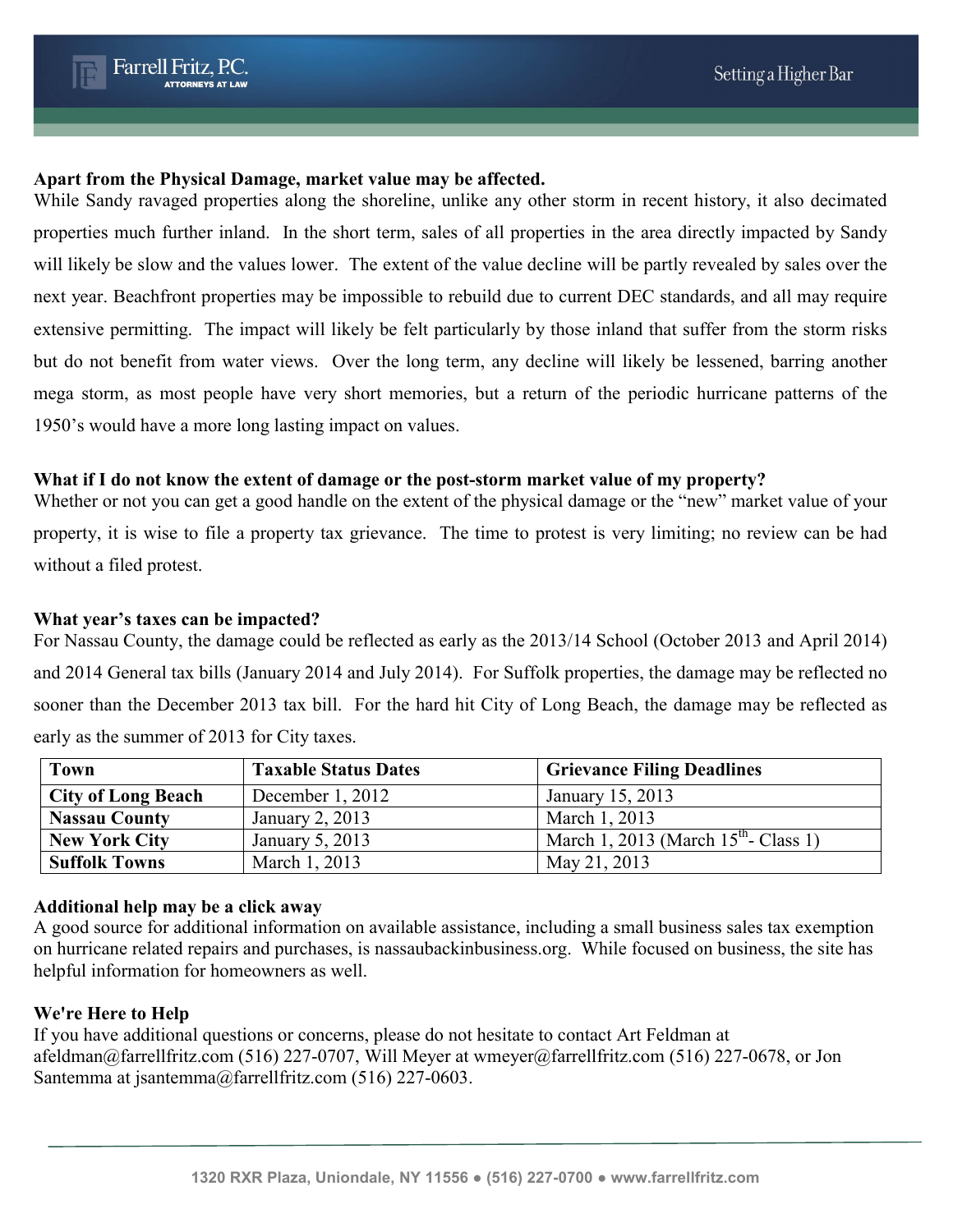**Apart from the Physical Damage, market value may be affected.**

While Sandy ravaged properties along the shoreline, unlike any other storm in recent history, it also decimated properties much further inland. In the short term, sales of all properties in the area directly impacted by Sandy will likely be slow and the values lower. The extent of the value decline will be partly revealed by sales over the next year. Beachfront properties may be impossible to rebuild due to current DEC standards, and all may require extensive permitting. The impact will likely be felt particularly by those inland that suffer from the storm risks but do not benefit from water views. Over the long term, any decline will likely be lessened, barring another mega storm, as most people have very short memories, but a return of the periodic hurricane patterns of the 1950's would have a more long lasting impact on values.

**What if I do not know the extent of damage or the post-storm market value of my property?**

Whether or not you can get a good handle on the extent of the physical damage or the "new" market value of your property, it is wise to file a property tax grievance. The time to protest is very limiting; no review can be had without a filed protest.

**What year's taxes can be impacted?**

For Nassau County, the damage could be reflected as early as the 2013/14 School (October 2013 and April 2014) and 2014 General tax bills (January 2014 and July 2014). For Suffolk properties, the damage may be reflected no sooner than the December 2013 tax bill. For the hard hit City of Long Beach, the damage may be reflected as early as the summer of 2013 for City taxes.

| Town | Taxable Status Dates | Grievance Filing Deadlines |
|---|---|---|
| **City of Long Beach** | December 1, 2012 | January 15, 2013 |
| **Nassau County** | January 2, 2013 | March 1, 2013 |
| **New York City** | January 5, 2013 | March 1, 2013 (March 15th- Class 1) |
| **Suffolk Towns** | March 1, 2013 | May 21, 2013 |

**Additional help may be a click away**

A good source for additional information on available assistance, including a small business sales tax exemption on hurricane related repairs and purchases, is nassaubackinbusiness.org. While focused on business, the site has helpful information for homeowners as well.

**We're Here to Help**

If you have additional questions or concerns, please do not hesitate to contact Art Feldman at afeldman@farrellfritz.com (516) 227-0707, Will Meyer at wmeyer@farrellfritz.com (516) 227-0678, or Jon Santemma at jsantemma@farrellfritz.com (516) 227-0603.